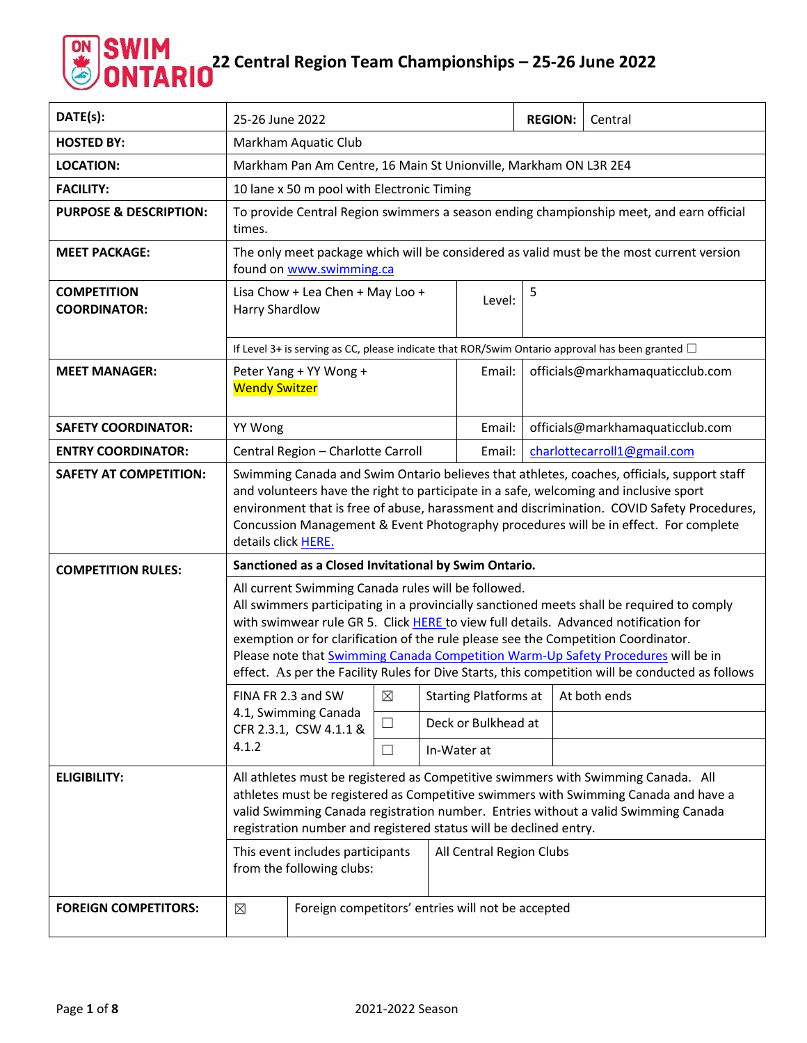# 22 Central Region Team Championships – 25-26 June 2022

| | | | |
|---|---|---|---|
| **DATE(s):** | 25-26 June 2022 | **REGION:** | Central |
| **HOSTED BY:** | Markham Aquatic Club | | |
| **LOCATION:** | Markham Pan Am Centre, 16 Main St Unionville, Markham ON L3R 2E4 | | |
| **FACILITY:** | 10 lane x 50 m pool with Electronic Timing | | |
| **PURPOSE & DESCRIPTION:** | To provide Central Region swimmers a season ending championship meet, and earn official times. | | |
| **MEET PACKAGE:** | The only meet package which will be considered as valid must be the most current version found on www.swimming.ca | | |
| **COMPETITION COORDINATOR:** | Lisa Chow + Lea Chen + May Loo + Harry Shardlow | Level: | 5 |
| | If Level 3+ is serving as CC, please indicate that ROR/Swim Ontario approval has been granted ☐ | | |
| **MEET MANAGER:** | Peter Yang + YY Wong + Wendy Switzer | Email: | officials@markhamaquaticclub.com |
| **SAFETY COORDINATOR:** | YY Wong | Email: | officials@markhamaquaticclub.com |
| **ENTRY COORDINATOR:** | Central Region – Charlotte Carroll | Email: | charlottecarroll1@gmail.com |
| **SAFETY AT COMPETITION:** | Swimming Canada and Swim Ontario believes that athletes, coaches, officials, support staff and volunteers have the right to participate in a safe, welcoming and inclusive sport environment that is free of abuse, harassment and discrimination. COVID Safety Procedures, Concussion Management & Event Photography procedures will be in effect. For complete details click HERE. | | |

| | | | | |
|---|---|---|---|---|
| **COMPETITION RULES:** | **Sanctioned as a Closed Invitational by Swim Ontario.** | | | |
| | All current Swimming Canada rules will be followed. All swimmers participating in a provincially sanctioned meets shall be required to comply with swimwear rule GR 5. Click HERE to view full details. Advanced notification for exemption or for clarification of the rule please see the Competition Coordinator. Please note that Swimming Canada Competition Warm-Up Safety Procedures will be in effect. As per the Facility Rules for Dive Starts, this competition will be conducted as follows | | | |
| | FINA FR 2.3 and SW 4.1, Swimming Canada CFR 2.3.1, CSW 4.1.1 & 4.1.2 | ☒ | Starting Platforms at | At both ends |
| | | ☐ | Deck or Bulkhead at | |
| | | ☐ | In-Water at | |
| **ELIGIBILITY:** | All athletes must be registered as Competitive swimmers with Swimming Canada. All athletes must be registered as Competitive swimmers with Swimming Canada and have a valid Swimming Canada registration number. Entries without a valid Swimming Canada registration number and registered status will be declined entry. | | | |
| | This event includes participants from the following clubs: | All Central Region Clubs | | |
| **FOREIGN COMPETITORS:** | ☒ | Foreign competitors' entries will not be accepted | | |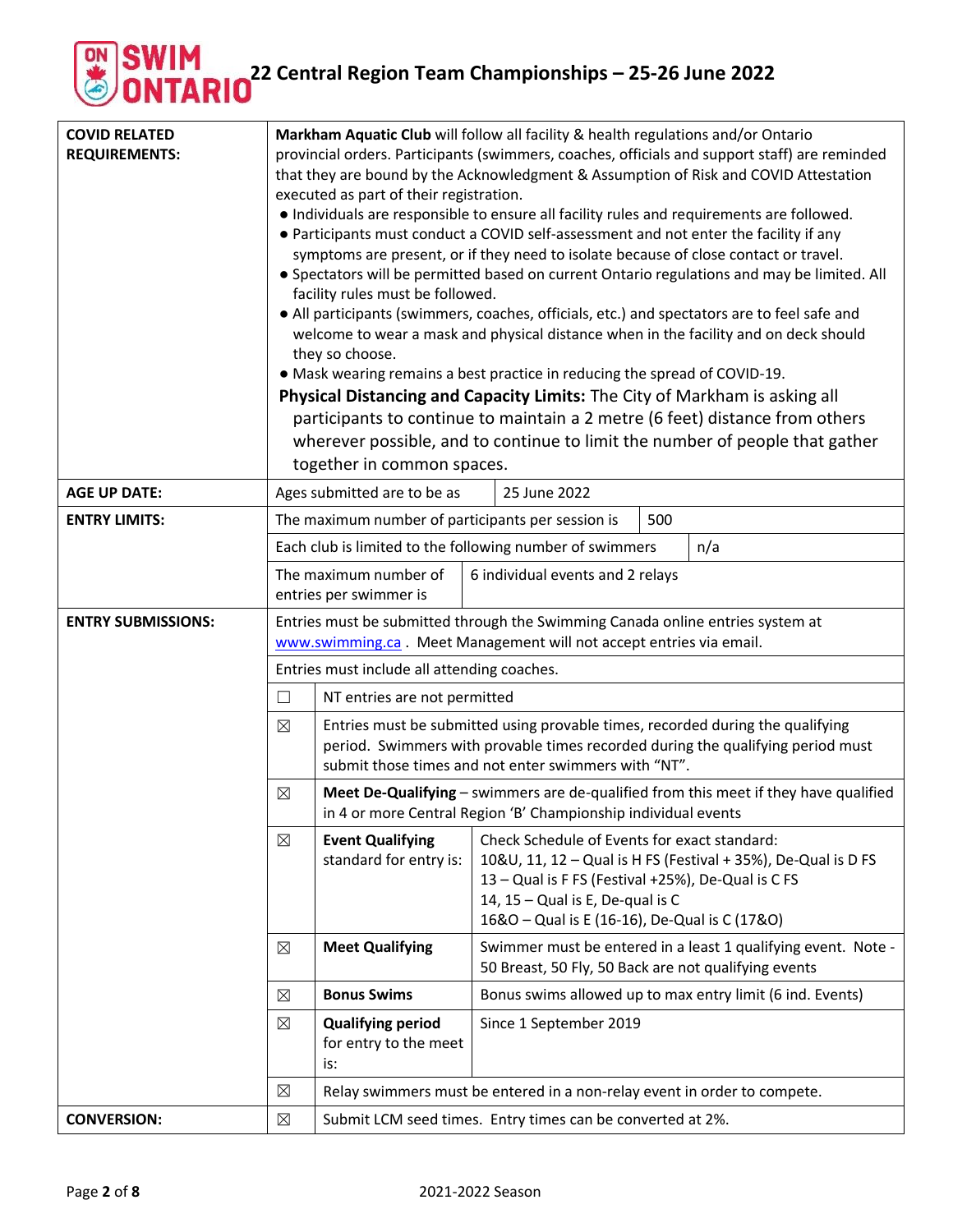# 22 Central Region Team Championships – 25-26 June 2022

| | | | |
|---|---|---|---|
| **COVID RELATED REQUIREMENTS:** | **Markham Aquatic Club** will follow all facility & health regulations and/or Ontario provincial orders. Participants (swimmers, coaches, officials and support staff) are reminded that they are bound by the Acknowledgment & Assumption of Risk and COVID Attestation executed as part of their registration.<br>● Individuals are responsible to ensure all facility rules and requirements are followed.<br>● Participants must conduct a COVID self-assessment and not enter the facility if any symptoms are present, or if they need to isolate because of close contact or travel.<br>● Spectators will be permitted based on current Ontario regulations and may be limited. All facility rules must be followed.<br>● All participants (swimmers, coaches, officials, etc.) and spectators are to feel safe and welcome to wear a mask and physical distance when in the facility and on deck should they so choose.<br>● Mask wearing remains a best practice in reducing the spread of COVID-19.<br>**Physical Distancing and Capacity Limits:** The City of Markham is asking all participants to continue to maintain a 2 metre (6 feet) distance from others wherever possible, and to continue to limit the number of people that gather together in common spaces. | | |
| **AGE UP DATE:** | Ages submitted are to be as | 25 June 2022 | |
| **ENTRY LIMITS:** | The maximum number of participants per session is | 500 | |
| | Each club is limited to the following number of swimmers | n/a | |
| | The maximum number of entries per swimmer is | 6 individual events and 2 relays | |
| **ENTRY SUBMISSIONS:** | Entries must be submitted through the Swimming Canada online entries system at www.swimming.ca . Meet Management will not accept entries via email. | | |
| | Entries must include all attending coaches. | | |
| | ☐ | NT entries are not permitted | |
| | ☒ | Entries must be submitted using provable times, recorded during the qualifying period. Swimmers with provable times recorded during the qualifying period must submit those times and not enter swimmers with "NT". | |
| | ☒ | **Meet De-Qualifying** – swimmers are de-qualified from this meet if they have qualified in 4 or more Central Region 'B' Championship individual events | |
| | ☒ | **Event Qualifying** standard for entry is: | Check Schedule of Events for exact standard:<br>10&U, 11, 12 – Qual is H FS (Festival + 35%), De-Qual is D FS<br>13 – Qual is F FS (Festival +25%), De-Qual is C FS<br>14, 15 – Qual is E, De-qual is C<br>16&O – Qual is E (16-16), De-Qual is C (17&O) |
| | ☒ | **Meet Qualifying** | Swimmer must be entered in a least 1 qualifying event. Note - 50 Breast, 50 Fly, 50 Back are not qualifying events |
| | ☒ | **Bonus Swims** | Bonus swims allowed up to max entry limit (6 ind. Events) |
| | ☒ | **Qualifying period** for entry to the meet is: | Since 1 September 2019 |
| | ☒ | Relay swimmers must be entered in a non-relay event in order to compete. | |
| **CONVERSION:** | ☒ | Submit LCM seed times. Entry times can be converted at 2%. | |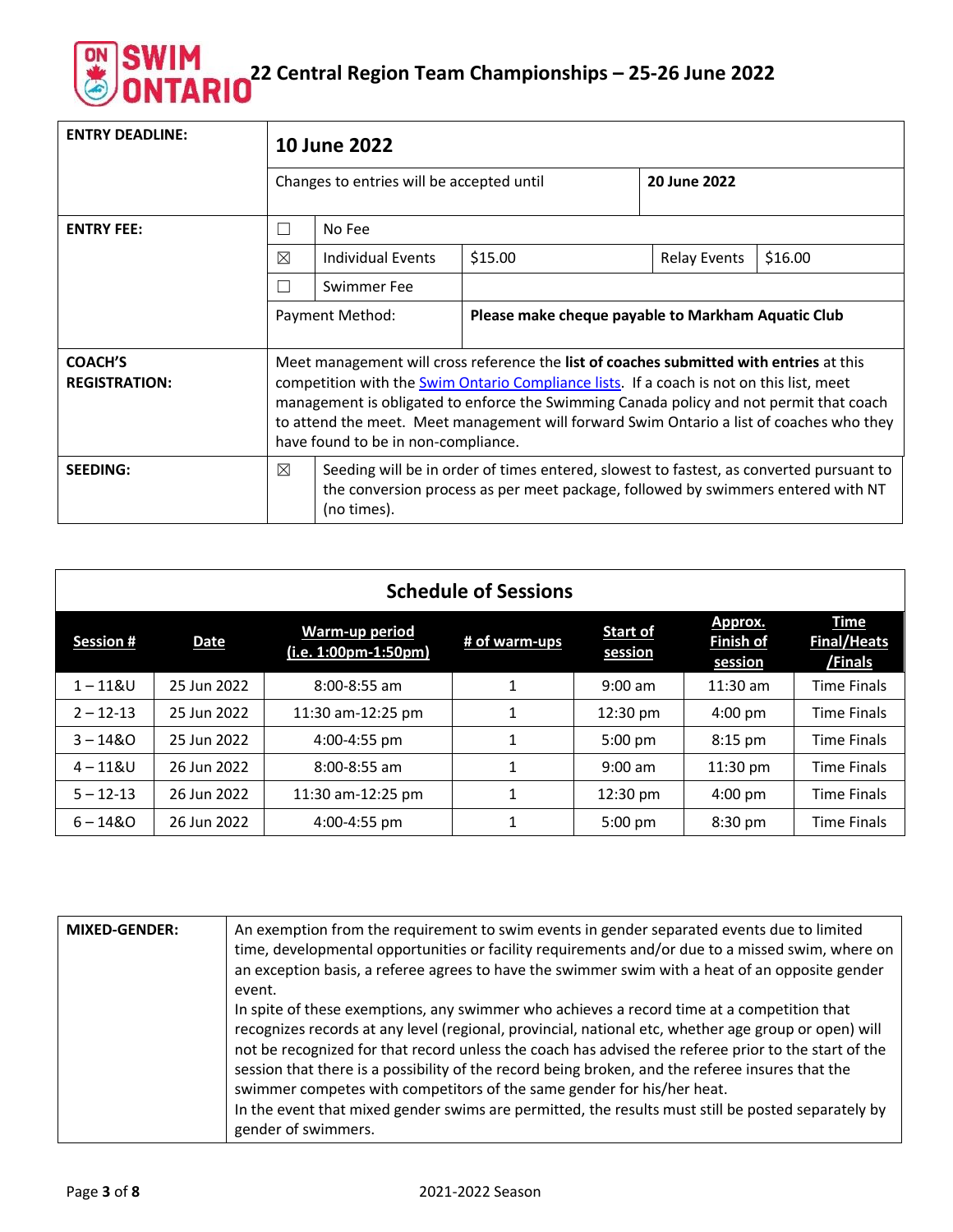| | | | | | |
|---|---|---|---|---|---|
| **ENTRY DEADLINE:** | **10 June 2022** | | | | |
| | Changes to entries will be accepted until | | | **20 June 2022** | |
| **ENTRY FEE:** | ☐ | No Fee | | | |
| | ☒ | Individual Events | $15.00 | Relay Events | $16.00 |
| | ☐ | Swimmer Fee | | | |
| | Payment Method: | | **Please make cheque payable to Markham Aquatic Club** | | |
| **COACH'S REGISTRATION:** | Meet management will cross reference the **list of coaches submitted with entries** at this competition with the Swim Ontario Compliance lists. If a coach is not on this list, meet management is obligated to enforce the Swimming Canada policy and not permit that coach to attend the meet. Meet management will forward Swim Ontario a list of coaches who they have found to be in non-compliance. | | | | |
| **SEEDING:** | ☒ | Seeding will be in order of times entered, slowest to fastest, as converted pursuant to the conversion process as per meet package, followed by swimmers entered with NT (no times). | | | |

## Schedule of Sessions

| Session # | Date | Warm-up period (i.e. 1:00pm-1:50pm) | # of warm-ups | Start of session | Approx. Finish of session | Time Final/Heats /Finals |
|---|---|---|---|---|---|---|
| 1 – 11&U | 25 Jun 2022 | 8:00-8:55 am | 1 | 9:00 am | 11:30 am | Time Finals |
| 2 – 12-13 | 25 Jun 2022 | 11:30 am-12:25 pm | 1 | 12:30 pm | 4:00 pm | Time Finals |
| 3 – 14&O | 25 Jun 2022 | 4:00-4:55 pm | 1 | 5:00 pm | 8:15 pm | Time Finals |
| 4 – 11&U | 26 Jun 2022 | 8:00-8:55 am | 1 | 9:00 am | 11:30 pm | Time Finals |
| 5 – 12-13 | 26 Jun 2022 | 11:30 am-12:25 pm | 1 | 12:30 pm | 4:00 pm | Time Finals |
| 6 – 14&O | 26 Jun 2022 | 4:00-4:55 pm | 1 | 5:00 pm | 8:30 pm | Time Finals |

| | |
|---|---|
| **MIXED-GENDER:** | An exemption from the requirement to swim events in gender separated events due to limited time, developmental opportunities or facility requirements and/or due to a missed swim, where on an exception basis, a referee agrees to have the swimmer swim with a heat of an opposite gender event.<br>In spite of these exemptions, any swimmer who achieves a record time at a competition that recognizes records at any level (regional, provincial, national etc, whether age group or open) will not be recognized for that record unless the coach has advised the referee prior to the start of the session that there is a possibility of the record being broken, and the referee insures that the swimmer competes with competitors of the same gender for his/her heat.<br>In the event that mixed gender swims are permitted, the results must still be posted separately by gender of swimmers. |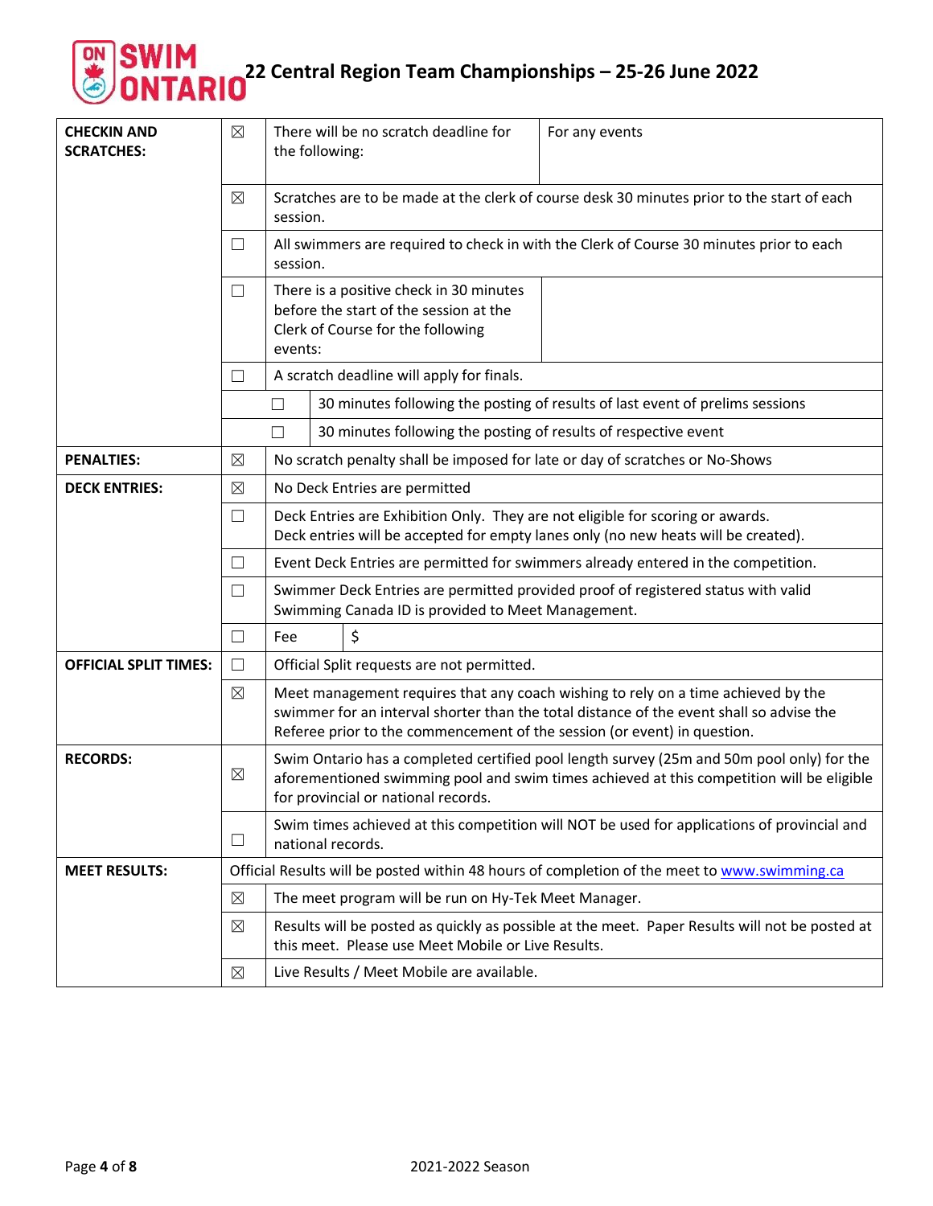| | | | |
|---|---|---|---|
| **CHECKIN AND SCRATCHES:** | ☒ | There will be no scratch deadline for the following: | For any events |
| | ☒ | Scratches are to be made at the clerk of course desk 30 minutes prior to the start of each session. | |
| | ☐ | All swimmers are required to check in with the Clerk of Course 30 minutes prior to each session. | |
| | ☐ | There is a positive check in 30 minutes before the start of the session at the Clerk of Course for the following events: | |
| | ☐ | A scratch deadline will apply for finals. | |
| | | ☐ 30 minutes following the posting of results of last event of prelims sessions | |
| | | ☐ 30 minutes following the posting of results of respective event | |
| **PENALTIES:** | ☒ | No scratch penalty shall be imposed for late or day of scratches or No-Shows | |
| **DECK ENTRIES:** | ☒ | No Deck Entries are permitted | |
| | ☐ | Deck Entries are Exhibition Only. They are not eligible for scoring or awards. Deck entries will be accepted for empty lanes only (no new heats will be created). | |
| | ☐ | Event Deck Entries are permitted for swimmers already entered in the competition. | |
| | ☐ | Swimmer Deck Entries are permitted provided proof of registered status with valid Swimming Canada ID is provided to Meet Management. | |
| | ☐ | Fee | $ |
| **OFFICIAL SPLIT TIMES:** | ☐ | Official Split requests are not permitted. | |
| | ☒ | Meet management requires that any coach wishing to rely on a time achieved by the swimmer for an interval shorter than the total distance of the event shall so advise the Referee prior to the commencement of the session (or event) in question. | |
| **RECORDS:** | ☒ | Swim Ontario has a completed certified pool length survey (25m and 50m pool only) for the aforementioned swimming pool and swim times achieved at this competition will be eligible for provincial or national records. | |
| | ☐ | Swim times achieved at this competition will NOT be used for applications of provincial and national records. | |
| **MEET RESULTS:** | Official Results will be posted within 48 hours of completion of the meet to www.swimming.ca | | |
| | ☒ | The meet program will be run on Hy-Tek Meet Manager. | |
| | ☒ | Results will be posted as quickly as possible at the meet. Paper Results will not be posted at this meet. Please use Meet Mobile or Live Results. | |
| | ☒ | Live Results / Meet Mobile are available. | |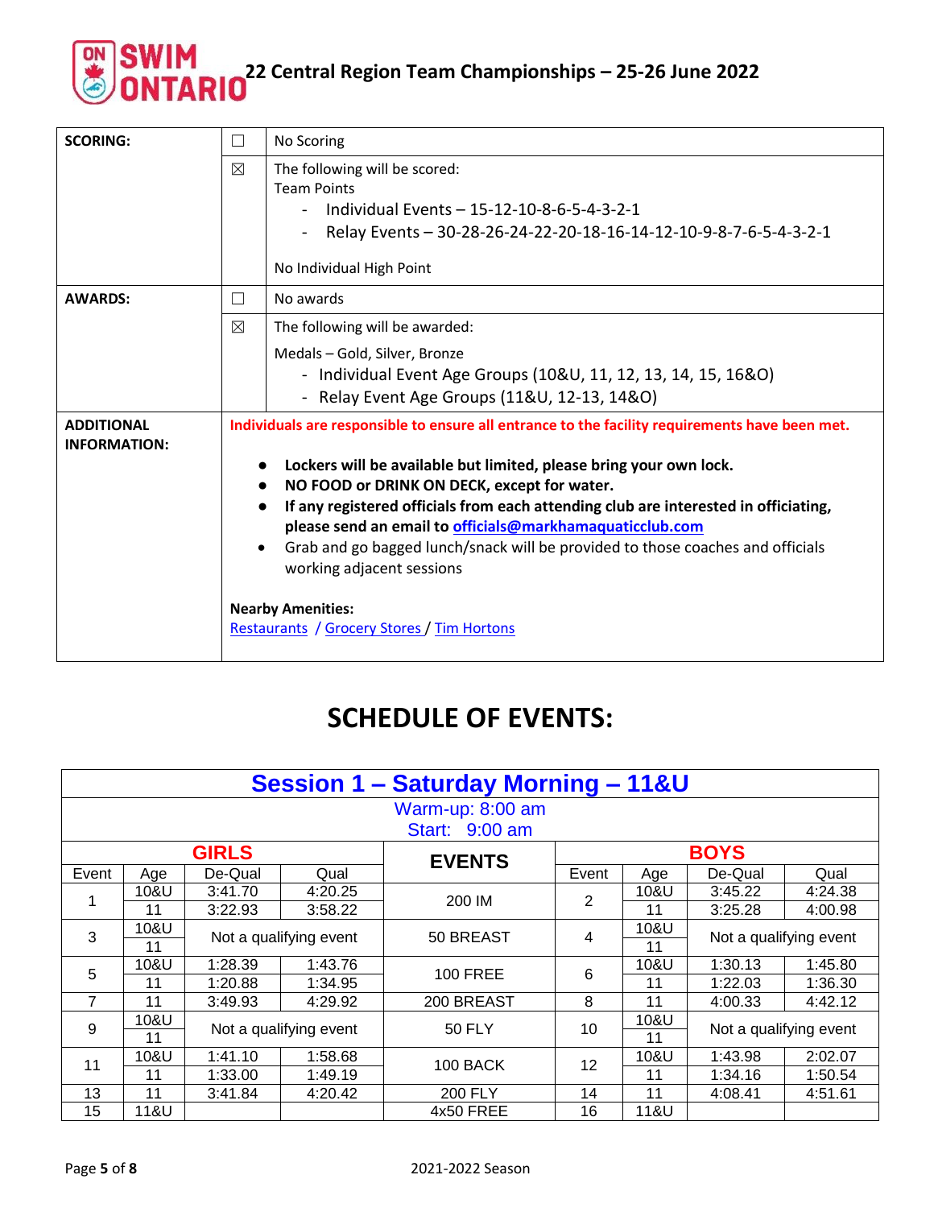| | | |
|---|---|---|
| **SCORING:** | ☐ | No Scoring |
| | ☒ | The following will be scored:<br>Team Points<br>- Individual Events – 15-12-10-8-6-5-4-3-2-1<br>- Relay Events – 30-28-26-24-22-20-18-16-14-12-10-9-8-7-6-5-4-3-2-1<br><br>No Individual High Point |
| **AWARDS:** | ☐ | No awards |
| | ☒ | The following will be awarded:<br>Medals – Gold, Silver, Bronze<br>- Individual Event Age Groups (10&U, 11, 12, 13, 14, 15, 16&O)<br>- Relay Event Age Groups (11&U, 12-13, 14&O) |
| **ADDITIONAL INFORMATION:** | | **Individuals are responsible to ensure all entrance to the facility requirements have been met.**<br><br>• **Lockers will be available but limited, please bring your own lock.**<br>• **NO FOOD or DRINK ON DECK, except for water.**<br>• **If any registered officials from each attending club are interested in officiating, please send an email to officials@markhamaquaticclub.com**<br>• Grab and go bagged lunch/snack will be provided to those coaches and officials working adjacent sessions<br><br>**Nearby Amenities:**<br>Restaurants / Grocery Stores / Tim Hortons |

# SCHEDULE OF EVENTS:

## Session 1 – Saturday Morning – 11&U

Warm-up: 8:00 am
Start: 9:00 am

| GIRLS | | | | EVENTS | BOYS | | | |
|---|---|---|---|---|---|---|---|---|
| Event | Age | De-Qual | Qual | | Event | Age | De-Qual | Qual |
| 1 | 10&U | 3:41.70 | 4:20.25 | 200 IM | 2 | 10&U | 3:45.22 | 4:24.38 |
| | 11 | 3:22.93 | 3:58.22 | | | 11 | 3:25.28 | 4:00.98 |
| 3 | 10&U | Not a qualifying event | | 50 BREAST | 4 | 10&U | Not a qualifying event | |
| | 11 | | | | | 11 | | |
| 5 | 10&U | 1:28.39 | 1:43.76 | 100 FREE | 6 | 10&U | 1:30.13 | 1:45.80 |
| | 11 | 1:20.88 | 1:34.95 | | | 11 | 1:22.03 | 1:36.30 |
| 7 | 11 | 3:49.93 | 4:29.92 | 200 BREAST | 8 | 11 | 4:00.33 | 4:42.12 |
| 9 | 10&U | Not a qualifying event | | 50 FLY | 10 | 10&U | Not a qualifying event | |
| | 11 | | | | | 11 | | |
| 11 | 10&U | 1:41.10 | 1:58.68 | 100 BACK | 12 | 10&U | 1:43.98 | 2:02.07 |
| | 11 | 1:33.00 | 1:49.19 | | | 11 | 1:34.16 | 1:50.54 |
| 13 | 11 | 3:41.84 | 4:20.42 | 200 FLY | 14 | 11 | 4:08.41 | 4:51.61 |
| 15 | 11&U | | | 4x50 FREE | 16 | 11&U | | |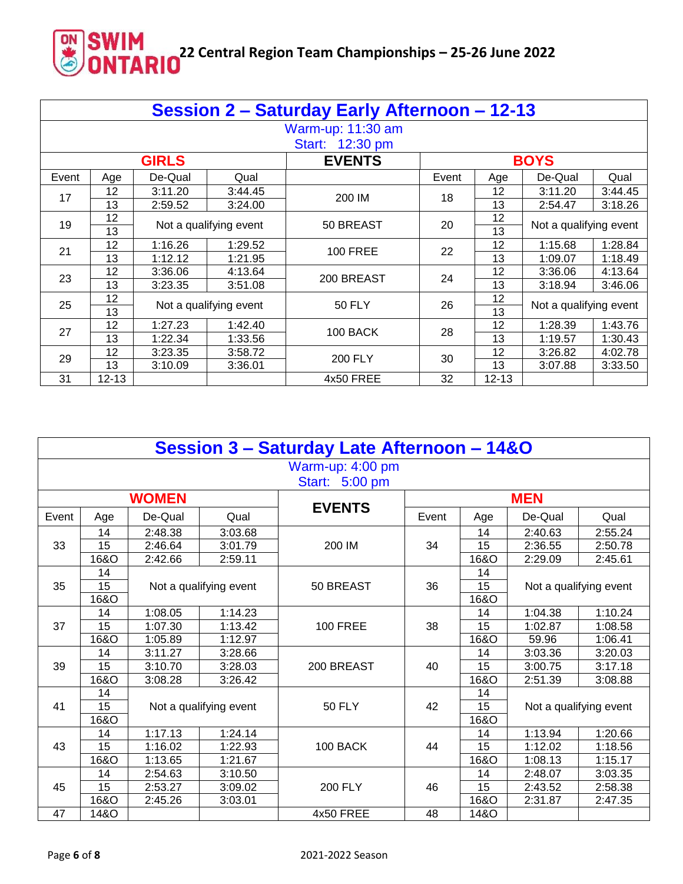# 22 Central Region Team Championships – 25-26 June 2022

## Session 2 – Saturday Early Afternoon – 12-13

Warm-up: 11:30 am
Start: 12:30 pm

| GIRLS | | | | EVENTS | BOYS | | | |
|---|---|---|---|---|---|---|---|---|
| Event | Age | De-Qual | Qual | | Event | Age | De-Qual | Qual |
| 17 | 12 | 3:11.20 | 3:44.45 | 200 IM | 18 | 12 | 3:11.20 | 3:44.45 |
| | 13 | 2:59.52 | 3:24.00 | | | 13 | 2:54.47 | 3:18.26 |
| 19 | 12 | Not a qualifying event | | 50 BREAST | 20 | 12 | Not a qualifying event | |
| | 13 | | | | | 13 | | |
| 21 | 12 | 1:16.26 | 1:29.52 | 100 FREE | 22 | 12 | 1:15.68 | 1:28.84 |
| | 13 | 1:12.12 | 1:21.95 | | | 13 | 1:09.07 | 1:18.49 |
| 23 | 12 | 3:36.06 | 4:13.64 | 200 BREAST | 24 | 12 | 3:36.06 | 4:13.64 |
| | 13 | 3:23.35 | 3:51.08 | | | 13 | 3:18.94 | 3:46.06 |
| 25 | 12 | Not a qualifying event | | 50 FLY | 26 | 12 | Not a qualifying event | |
| | 13 | | | | | 13 | | |
| 27 | 12 | 1:27.23 | 1:42.40 | 100 BACK | 28 | 12 | 1:28.39 | 1:43.76 |
| | 13 | 1:22.34 | 1:33.56 | | | 13 | 1:19.57 | 1:30.43 |
| 29 | 12 | 3:23.35 | 3:58.72 | 200 FLY | 30 | 12 | 3:26.82 | 4:02.78 |
| | 13 | 3:10.09 | 3:36.01 | | | 13 | 3:07.88 | 3:33.50 |
| 31 | 12-13 | | | 4x50 FREE | 32 | 12-13 | | |

## Session 3 – Saturday Late Afternoon – 14&O

Warm-up: 4:00 pm
Start: 5:00 pm

| WOMEN | | | | EVENTS | MEN | | | |
|---|---|---|---|---|---|---|---|---|
| Event | Age | De-Qual | Qual | | Event | Age | De-Qual | Qual |
| 33 | 14 | 2:48.38 | 3:03.68 | 200 IM | 34 | 14 | 2:40.63 | 2:55.24 |
| | 15 | 2:46.64 | 3:01.79 | | | 15 | 2:36.55 | 2:50.78 |
| | 16&O | 2:42.66 | 2:59.11 | | | 16&O | 2:29.09 | 2:45.61 |
| 35 | 14 | Not a qualifying event | | 50 BREAST | 36 | 14 | Not a qualifying event | |
| | 15 | | | | | 15 | | |
| | 16&O | | | | | 16&O | | |
| 37 | 14 | 1:08.05 | 1:14.23 | 100 FREE | 38 | 14 | 1:04.38 | 1:10.24 |
| | 15 | 1:07.30 | 1:13.42 | | | 15 | 1:02.87 | 1:08.58 |
| | 16&O | 1:05.89 | 1:12.97 | | | 16&O | 59.96 | 1:06.41 |
| 39 | 14 | 3:11.27 | 3:28.66 | 200 BREAST | 40 | 14 | 3:03.36 | 3:20.03 |
| | 15 | 3:10.70 | 3:28.03 | | | 15 | 3:00.75 | 3:17.18 |
| | 16&O | 3:08.28 | 3:26.42 | | | 16&O | 2:51.39 | 3:08.88 |
| 41 | 14 | Not a qualifying event | | 50 FLY | 42 | 14 | Not a qualifying event | |
| | 15 | | | | | 15 | | |
| | 16&O | | | | | 16&O | | |
| 43 | 14 | 1:17.13 | 1:24.14 | 100 BACK | 44 | 14 | 1:13.94 | 1:20.66 |
| | 15 | 1:16.02 | 1:22.93 | | | 15 | 1:12.02 | 1:18.56 |
| | 16&O | 1:13.65 | 1:21.67 | | | 16&O | 1:08.13 | 1:15.17 |
| 45 | 14 | 2:54.63 | 3:10.50 | 200 FLY | 46 | 14 | 2:48.07 | 3:03.35 |
| | 15 | 2:53.27 | 3:09.02 | | | 15 | 2:43.52 | 2:58.38 |
| | 16&O | 2:45.26 | 3:03.01 | | | 16&O | 2:31.87 | 2:47.35 |
| 47 | 14&O | | | 4x50 FREE | 48 | 14&O | | |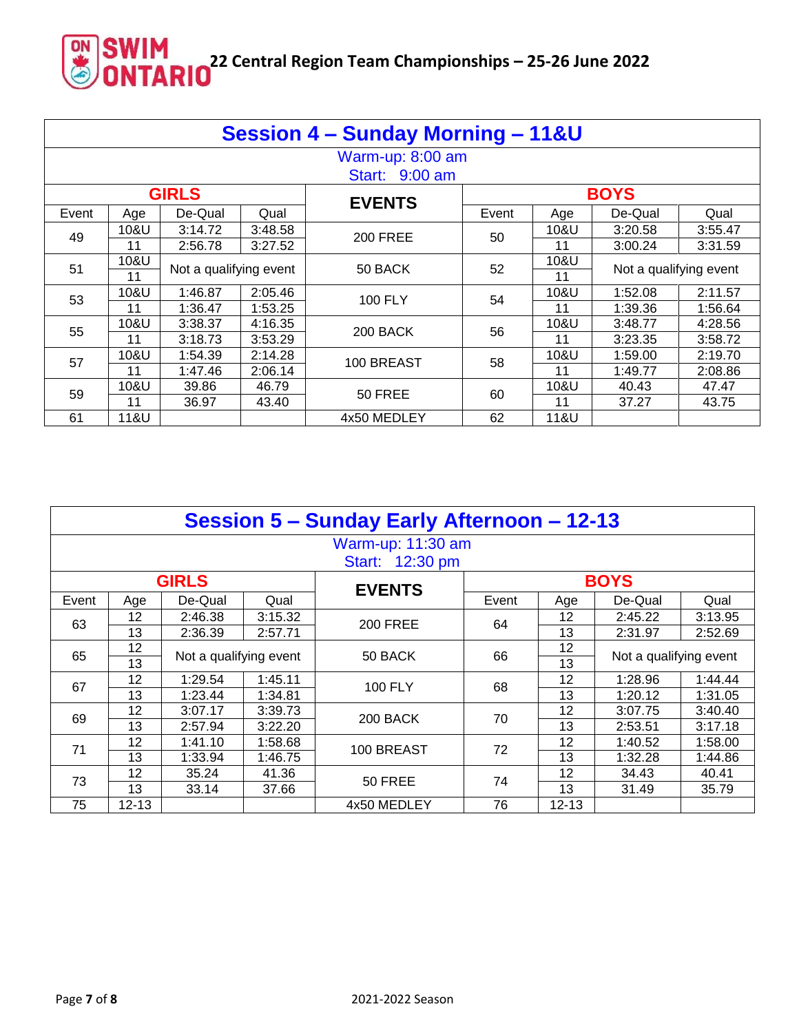# 22 Central Region Team Championships – 25-26 June 2022

## Session 4 – Sunday Morning – 11&U

Warm-up: 8:00 am
Start: 9:00 am

| GIRLS | | | | EVENTS | BOYS | | | |
|---|---|---|---|---|---|---|---|---|
| Event | Age | De-Qual | Qual | | Event | Age | De-Qual | Qual |
| 49 | 10&U | 3:14.72 | 3:48.58 | 200 FREE | 50 | 10&U | 3:20.58 | 3:55.47 |
| | 11 | 2:56.78 | 3:27.52 | | | 11 | 3:00.24 | 3:31.59 |
| 51 | 10&U | Not a qualifying event | | 50 BACK | 52 | 10&U | Not a qualifying event | |
| | 11 | | | | | 11 | | |
| 53 | 10&U | 1:46.87 | 2:05.46 | 100 FLY | 54 | 10&U | 1:52.08 | 2:11.57 |
| | 11 | 1:36.47 | 1:53.25 | | | 11 | 1:39.36 | 1:56.64 |
| 55 | 10&U | 3:38.37 | 4:16.35 | 200 BACK | 56 | 10&U | 3:48.77 | 4:28.56 |
| | 11 | 3:18.73 | 3:53.29 | | | 11 | 3:23.35 | 3:58.72 |
| 57 | 10&U | 1:54.39 | 2:14.28 | 100 BREAST | 58 | 10&U | 1:59.00 | 2:19.70 |
| | 11 | 1:47.46 | 2:06.14 | | | 11 | 1:49.77 | 2:08.86 |
| 59 | 10&U | 39.86 | 46.79 | 50 FREE | 60 | 10&U | 40.43 | 47.47 |
| | 11 | 36.97 | 43.40 | | | 11 | 37.27 | 43.75 |
| 61 | 11&U | | | 4x50 MEDLEY | 62 | 11&U | | |

## Session 5 – Sunday Early Afternoon – 12-13

Warm-up: 11:30 am
Start: 12:30 pm

| GIRLS | | | | EVENTS | BOYS | | | |
|---|---|---|---|---|---|---|---|---|
| Event | Age | De-Qual | Qual | | Event | Age | De-Qual | Qual |
| 63 | 12 | 2:46.38 | 3:15.32 | 200 FREE | 64 | 12 | 2:45.22 | 3:13.95 |
| | 13 | 2:36.39 | 2:57.71 | | | 13 | 2:31.97 | 2:52.69 |
| 65 | 12 | Not a qualifying event | | 50 BACK | 66 | 12 | Not a qualifying event | |
| | 13 | | | | | 13 | | |
| 67 | 12 | 1:29.54 | 1:45.11 | 100 FLY | 68 | 12 | 1:28.96 | 1:44.44 |
| | 13 | 1:23.44 | 1:34.81 | | | 13 | 1:20.12 | 1:31.05 |
| 69 | 12 | 3:07.17 | 3:39.73 | 200 BACK | 70 | 12 | 3:07.75 | 3:40.40 |
| | 13 | 2:57.94 | 3:22.20 | | | 13 | 2:53.51 | 3:17.18 |
| 71 | 12 | 1:41.10 | 1:58.68 | 100 BREAST | 72 | 12 | 1:40.52 | 1:58.00 |
| | 13 | 1:33.94 | 1:46.75 | | | 13 | 1:32.28 | 1:44.86 |
| 73 | 12 | 35.24 | 41.36 | 50 FREE | 74 | 12 | 34.43 | 40.41 |
| | 13 | 33.14 | 37.66 | | | 13 | 31.49 | 35.79 |
| 75 | 12-13 | | | 4x50 MEDLEY | 76 | 12-13 | | |

2021-2022 Season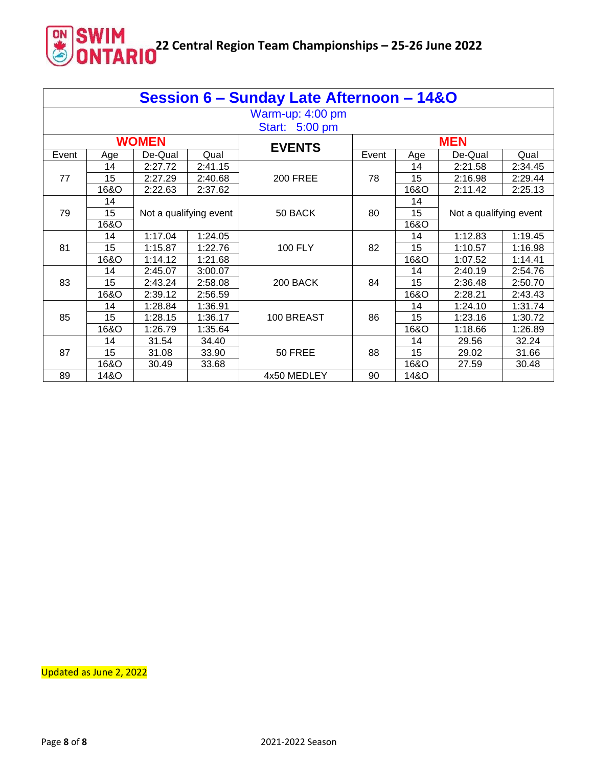# 22 Central Region Team Championships – 25-26 June 2022

## Session 6 – Sunday Late Afternoon – 14&O

Warm-up: 4:00 pm
Start: 5:00 pm

| WOMEN | | | | EVENTS | MEN | | | |
|---|---|---|---|---|---|---|---|---|
| Event | Age | De-Qual | Qual | | Event | Age | De-Qual | Qual |
| 77 | 14 | 2:27.72 | 2:41.15 | 200 FREE | 78 | 14 | 2:21.58 | 2:34.45 |
| | 15 | 2:27.29 | 2:40.68 | | | 15 | 2:16.98 | 2:29.44 |
| | 16&O | 2:22.63 | 2:37.62 | | | 16&O | 2:11.42 | 2:25.13 |
| 79 | 14 | Not a qualifying event | | 50 BACK | 80 | 14 | Not a qualifying event | |
| | 15 | | | | | 15 | | |
| | 16&O | | | | | 16&O | | |
| 81 | 14 | 1:17.04 | 1:24.05 | 100 FLY | 82 | 14 | 1:12.83 | 1:19.45 |
| | 15 | 1:15.87 | 1:22.76 | | | 15 | 1:10.57 | 1:16.98 |
| | 16&O | 1:14.12 | 1:21.68 | | | 16&O | 1:07.52 | 1:14.41 |
| 83 | 14 | 2:45.07 | 3:00.07 | 200 BACK | 84 | 14 | 2:40.19 | 2:54.76 |
| | 15 | 2:43.24 | 2:58.08 | | | 15 | 2:36.48 | 2:50.70 |
| | 16&O | 2:39.12 | 2:56.59 | | | 16&O | 2:28.21 | 2:43.43 |
| 85 | 14 | 1:28.84 | 1:36.91 | 100 BREAST | 86 | 14 | 1:24.10 | 1:31.74 |
| | 15 | 1:28.15 | 1:36.17 | | | 15 | 1:23.16 | 1:30.72 |
| | 16&O | 1:26.79 | 1:35.64 | | | 16&O | 1:18.66 | 1:26.89 |
| 87 | 14 | 31.54 | 34.40 | 50 FREE | 88 | 14 | 29.56 | 32.24 |
| | 15 | 31.08 | 33.90 | | | 15 | 29.02 | 31.66 |
| | 16&O | 30.49 | 33.68 | | | 16&O | 27.59 | 30.48 |
| 89 | 14&O | | | 4x50 MEDLEY | 90 | 14&O | | |

Updated as June 2, 2022

2021-2022 Season